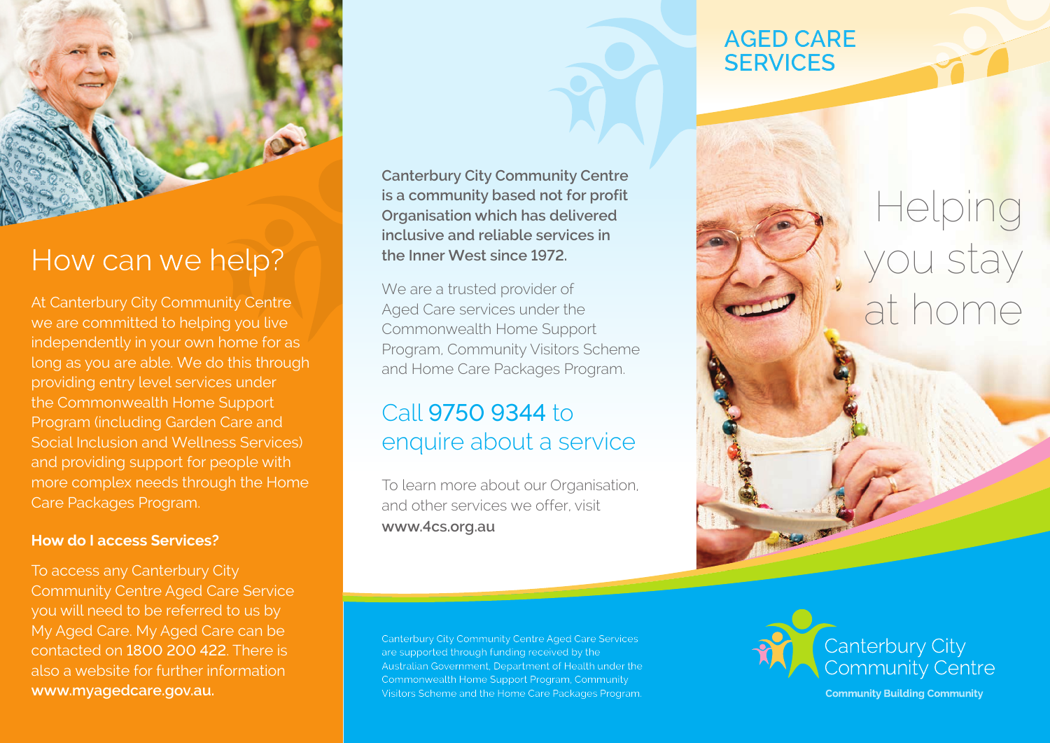# How can we help?

At Canterbury City Community Centre we are committed to helping you live independently in your own home for as long as you are able. We do this through providing entry level services under the Commonwealth Home Support Program (including Garden Care and Social Inclusion and Wellness Services) and providing support for people with more complex needs through the Home Care Packages Program.

### How do I access Services?

To access any Canterbury City Community Centre Aged Care Service you will need to be referred to us by My Aged Care. My Aged Care can be contacted on **1800 200 422**. There is also a website for further information **www.myagedcare.gov.au**.

**Canterbury City Community Centre is a community based not for profit Organisation which has delivered inclusive and reliable services in the Inner West since 1972.**

We are a trusted provider of Aged Care services under the Commonwealth Home Support Program, Community Visitors Scheme and Home Care Packages Program.

## Call 9750 9344 to enquire about a service

To learn more about our Organisation, and other services we offer, visit **www.4cs.org.au**

Canterbury City Community Centre Aged Care Services are supported through funding received by the Australian Government, Department of Health under the Commonwealth Home Support Program, Community Visitors Scheme and the Home Care Packages Program.

# AGED CARE SERVICES

# Helping you stay at home

Canterbury City Community Centre

**Community Building Community**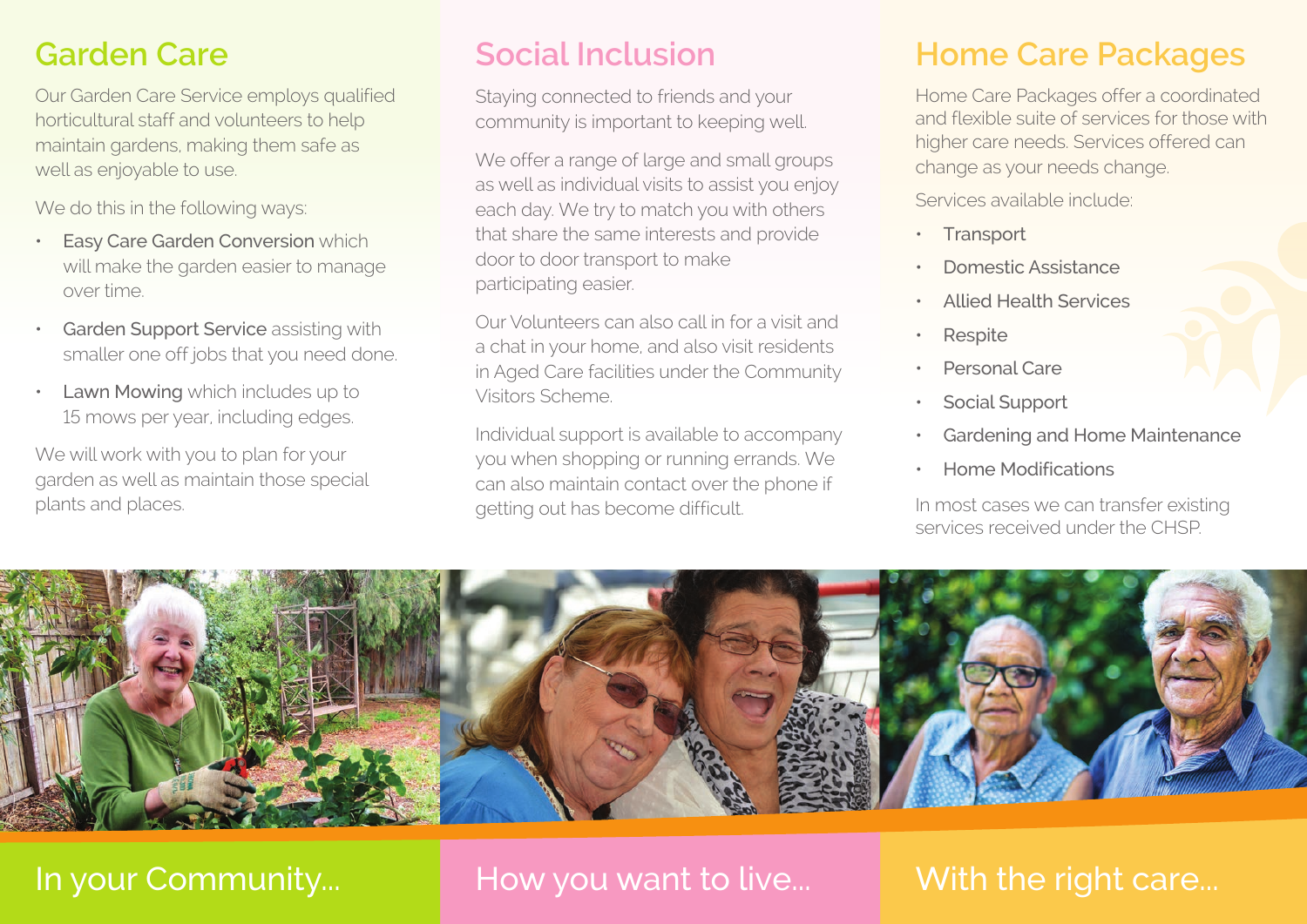## Garden Care

Our Garden Care Service employs qualified horticultural staff and volunteers to help maintain gardens, making them safe as well as enjoyable to use.

We do this in the following ways:

- Easy Care Garden Conversion which will make the garden easier to manage over time.
- Garden Support Service assisting with smaller one off jobs that you need done.
- Lawn Mowing which includes up to 15 mows per year, including edges.

We will work with you to plan for your garden as well as maintain those special plants and places.

## Social Inclusion

Staying connected to friends and your community is important to keeping well.

We offer a range of large and small groups as well as individual visits to assist you enjoy each day. We try to match you with others that share the same interests and provide door to door transport to make participating easier.

Our Volunteers can also call in for a visit and a chat in your home, and also visit residents in Aged Care facilities under the Community Visitors Scheme.

Individual support is available to accompany you when shopping or running errands. We can also maintain contact over the phone if getting out has become difficult.

## Home Care Packages

Home Care Packages offer a coordinated and flexible suite of services for those with higher care needs. Services offered can change as your needs change.

Services available include:

- Transport
- Domestic Assistance
- Allied Health Services
- Respite
- Personal Care
- Social Support
- Gardening and Home Maintenance
- Home Modifications

In most cases we can transfer existing services received under the CHSP.

In your Community...

How you want to live...

With the right care...